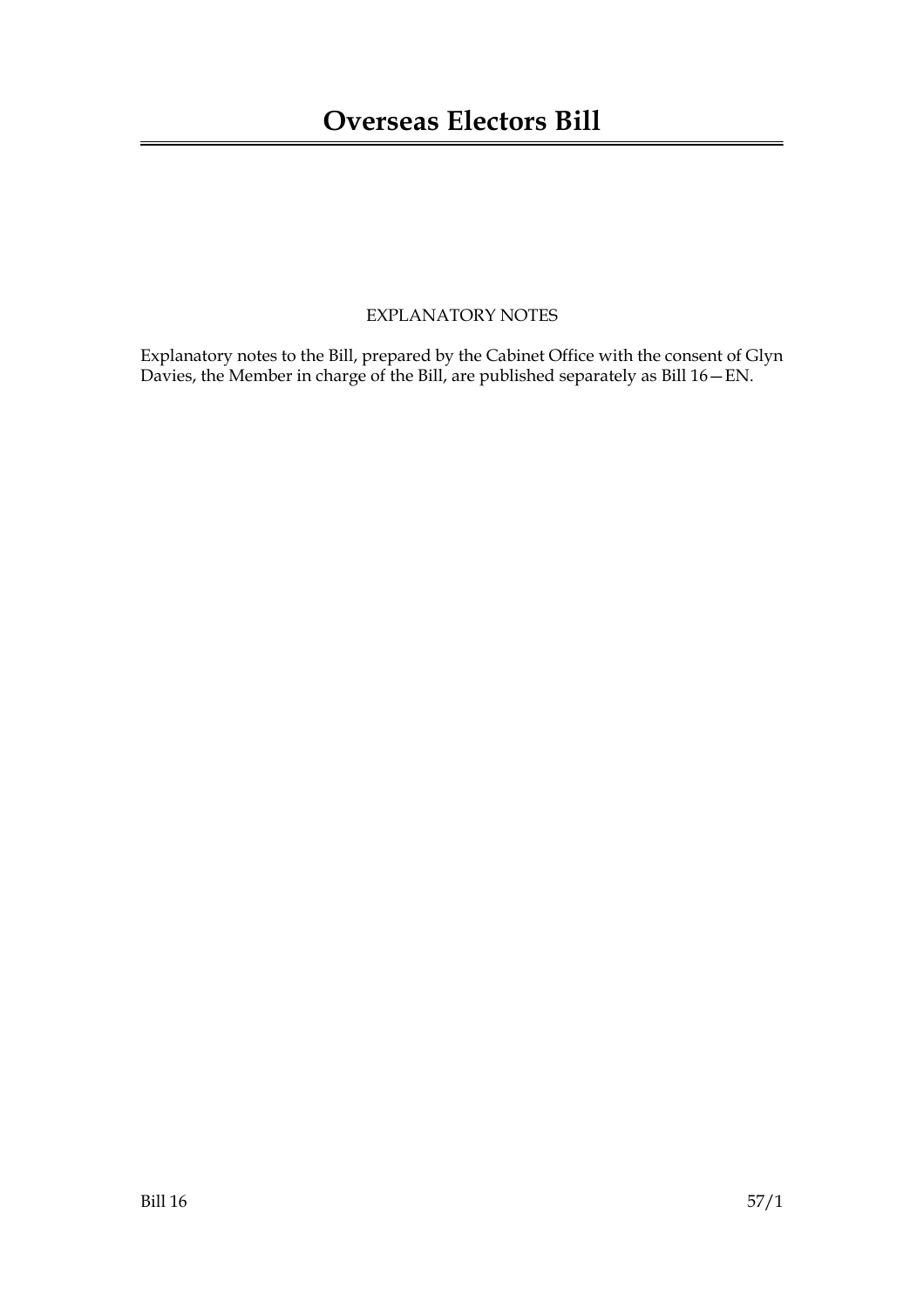# Overseas Electors Bill

EXPLANATORY NOTES

Explanatory notes to the Bill, prepared by the Cabinet Office with the consent of Glyn Davies, the Member in charge of the Bill, are published separately as Bill 16—EN.

Bill 16 57/1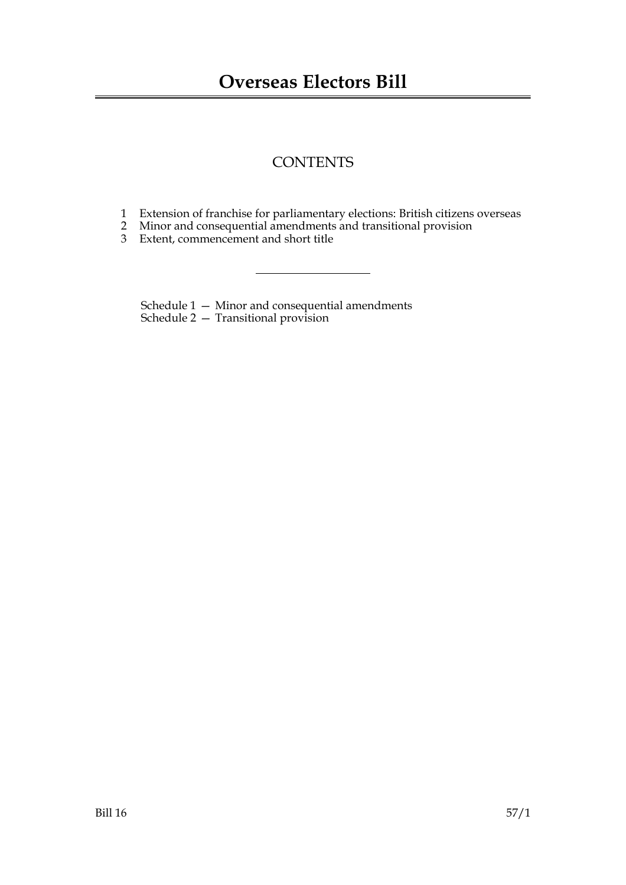# Overseas Electors Bill

## CONTENTS

1 Extension of franchise for parliamentary elections: British citizens overseas
2 Minor and consequential amendments and transitional provision
3 Extent, commencement and short title

---

Schedule 1 — Minor and consequential amendments
Schedule 2 — Transitional provision

Bill 16 57/1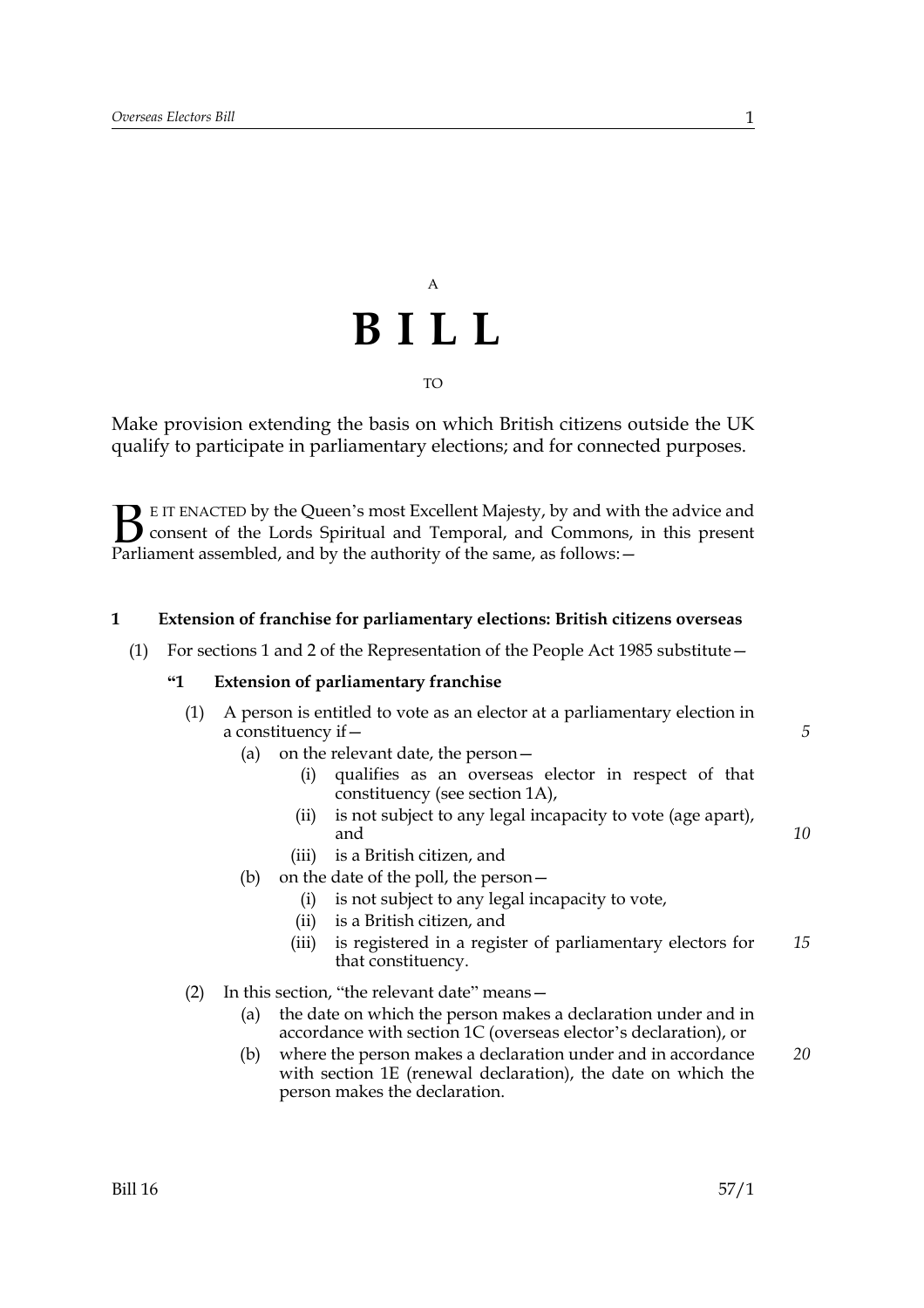A

# B I L L

TO

Make provision extending the basis on which British citizens outside the UK qualify to participate in parliamentary elections; and for connected purposes.

BE IT ENACTED by the Queen's most Excellent Majesty, by and with the advice and consent of the Lords Spiritual and Temporal, and Commons, in this present Parliament assembled, and by the authority of the same, as follows:—

**1 Extension of franchise for parliamentary elections: British citizens overseas**

(1) For sections 1 and 2 of the Representation of the People Act 1985 substitute—

**"1 Extension of parliamentary franchise**

(1) A person is entitled to vote as an elector at a parliamentary election in a constituency if—

(a) on the relevant date, the person—

(i) qualifies as an overseas elector in respect of that constituency (see section 1A),

(ii) is not subject to any legal incapacity to vote (age apart), and

(iii) is a British citizen, and

(b) on the date of the poll, the person—

(i) is not subject to any legal incapacity to vote,

(ii) is a British citizen, and

(iii) is registered in a register of parliamentary electors for that constituency.

(2) In this section, "the relevant date" means—

(a) the date on which the person makes a declaration under and in accordance with section 1C (overseas elector's declaration), or

(b) where the person makes a declaration under and in accordance with section 1E (renewal declaration), the date on which the person makes the declaration.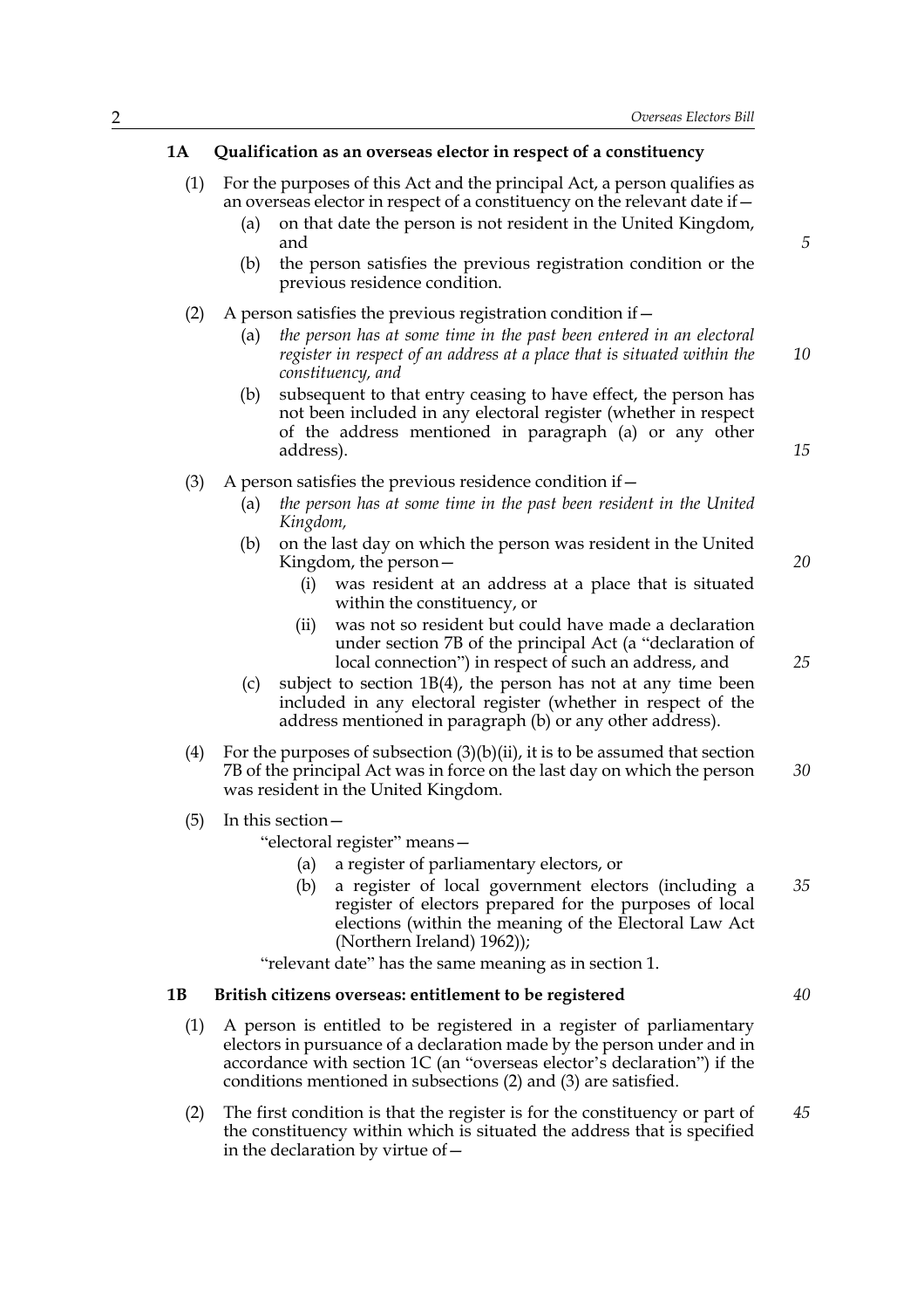### 1A Qualification as an overseas elector in respect of a constituency

(1) For the purposes of this Act and the principal Act, a person qualifies as an overseas elector in respect of a constituency on the relevant date if—

(a) on that date the person is not resident in the United Kingdom, and

(b) the person satisfies the previous registration condition or the previous residence condition.

(2) A person satisfies the previous registration condition if—

(a) *the person has at some time in the past been entered in an electoral register in respect of an address at a place that is situated within the constituency, and*

(b) subsequent to that entry ceasing to have effect, the person has not been included in any electoral register (whether in respect of the address mentioned in paragraph (a) or any other address).

(3) A person satisfies the previous residence condition if—

(a) *the person has at some time in the past been resident in the United Kingdom,*

(b) on the last day on which the person was resident in the United Kingdom, the person—

(i) was resident at an address at a place that is situated within the constituency, or

(ii) was not so resident but could have made a declaration under section 7B of the principal Act (a "declaration of local connection") in respect of such an address, and

(c) subject to section 1B(4), the person has not at any time been included in any electoral register (whether in respect of the address mentioned in paragraph (b) or any other address).

(4) For the purposes of subsection (3)(b)(ii), it is to be assumed that section 7B of the principal Act was in force on the last day on which the person was resident in the United Kingdom.

(5) In this section—

"electoral register" means—

(a) a register of parliamentary electors, or

(b) a register of local government electors (including a register of electors prepared for the purposes of local elections (within the meaning of the Electoral Law Act (Northern Ireland) 1962));

"relevant date" has the same meaning as in section 1.

### 1B British citizens overseas: entitlement to be registered

(1) A person is entitled to be registered in a register of parliamentary electors in pursuance of a declaration made by the person under and in accordance with section 1C (an "overseas elector's declaration") if the conditions mentioned in subsections (2) and (3) are satisfied.

(2) The first condition is that the register is for the constituency or part of the constituency within which is situated the address that is specified in the declaration by virtue of—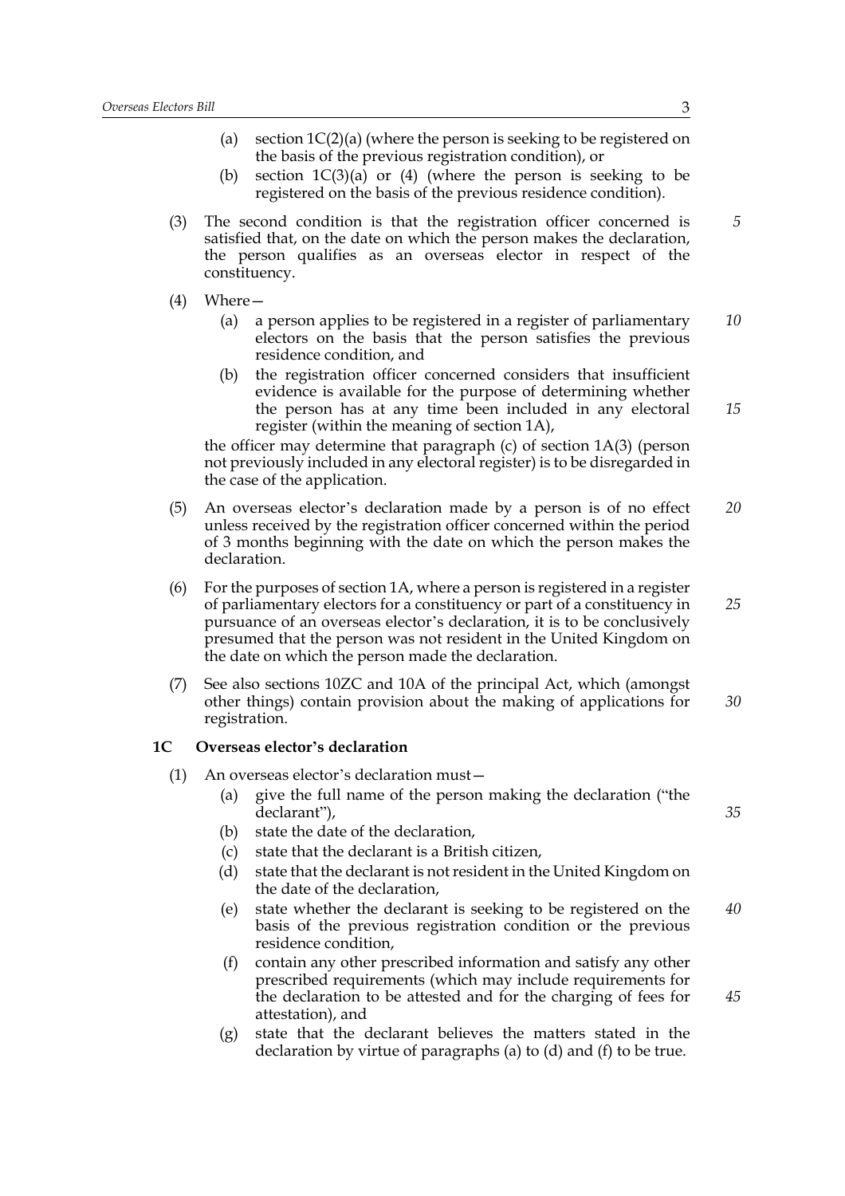(a) section 1C(2)(a) (where the person is seeking to be registered on the basis of the previous registration condition), or

(b) section 1C(3)(a) or (4) (where the person is seeking to be registered on the basis of the previous residence condition).

(3) The second condition is that the registration officer concerned is satisfied that, on the date on which the person makes the declaration, the person qualifies as an overseas elector in respect of the constituency.

(4) Where—

(a) a person applies to be registered in a register of parliamentary electors on the basis that the person satisfies the previous residence condition, and

(b) the registration officer concerned considers that insufficient evidence is available for the purpose of determining whether the person has at any time been included in any electoral register (within the meaning of section 1A),

the officer may determine that paragraph (c) of section 1A(3) (person not previously included in any electoral register) is to be disregarded in the case of the application.

(5) An overseas elector's declaration made by a person is of no effect unless received by the registration officer concerned within the period of 3 months beginning with the date on which the person makes the declaration.

(6) For the purposes of section 1A, where a person is registered in a register of parliamentary electors for a constituency or part of a constituency in pursuance of an overseas elector's declaration, it is to be conclusively presumed that the person was not resident in the United Kingdom on the date on which the person made the declaration.

(7) See also sections 10ZC and 10A of the principal Act, which (amongst other things) contain provision about the making of applications for registration.

### 1C Overseas elector's declaration

(1) An overseas elector's declaration must—

(a) give the full name of the person making the declaration ("the declarant"),

(b) state the date of the declaration,

(c) state that the declarant is a British citizen,

(d) state that the declarant is not resident in the United Kingdom on the date of the declaration,

(e) state whether the declarant is seeking to be registered on the basis of the previous registration condition or the previous residence condition,

(f) contain any other prescribed information and satisfy any other prescribed requirements (which may include requirements for the declaration to be attested and for the charging of fees for attestation), and

(g) state that the declarant believes the matters stated in the declaration by virtue of paragraphs (a) to (d) and (f) to be true.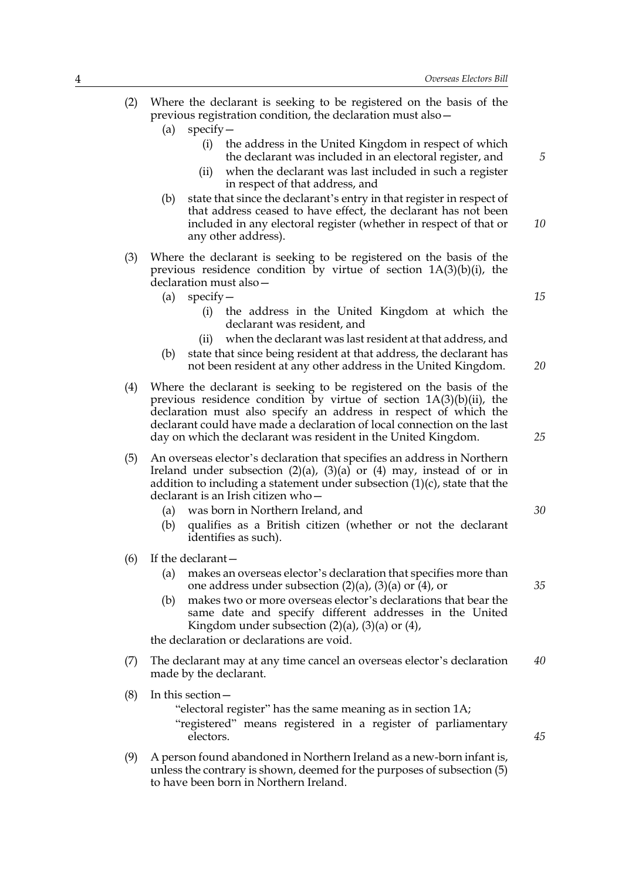(2) Where the declarant is seeking to be registered on the basis of the previous registration condition, the declaration must also—

   (a) specify—

      (i) the address in the United Kingdom in respect of which the declarant was included in an electoral register, and

      (ii) when the declarant was last included in such a register in respect of that address, and

   (b) state that since the declarant's entry in that register in respect of that address ceased to have effect, the declarant has not been included in any electoral register (whether in respect of that or any other address).

(3) Where the declarant is seeking to be registered on the basis of the previous residence condition by virtue of section 1A(3)(b)(i), the declaration must also—

   (a) specify—

      (i) the address in the United Kingdom at which the declarant was resident, and

      (ii) when the declarant was last resident at that address, and

   (b) state that since being resident at that address, the declarant has not been resident at any other address in the United Kingdom.

(4) Where the declarant is seeking to be registered on the basis of the previous residence condition by virtue of section 1A(3)(b)(ii), the declaration must also specify an address in respect of which the declarant could have made a declaration of local connection on the last day on which the declarant was resident in the United Kingdom.

(5) An overseas elector's declaration that specifies an address in Northern Ireland under subsection (2)(a), (3)(a) or (4) may, instead of or in addition to including a statement under subsection (1)(c), state that the declarant is an Irish citizen who—

   (a) was born in Northern Ireland, and

   (b) qualifies as a British citizen (whether or not the declarant identifies as such).

(6) If the declarant—

   (a) makes an overseas elector's declaration that specifies more than one address under subsection (2)(a), (3)(a) or (4), or

   (b) makes two or more overseas elector's declarations that bear the same date and specify different addresses in the United Kingdom under subsection (2)(a), (3)(a) or (4),

   the declaration or declarations are void.

(7) The declarant may at any time cancel an overseas elector's declaration made by the declarant.

(8) In this section—

   "electoral register" has the same meaning as in section 1A;

   "registered" means registered in a register of parliamentary electors.

(9) A person found abandoned in Northern Ireland as a new-born infant is, unless the contrary is shown, deemed for the purposes of subsection (5) to have been born in Northern Ireland.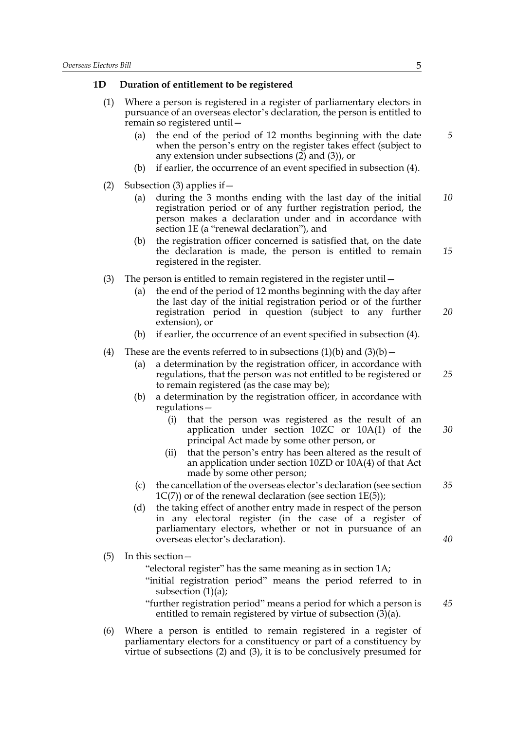### 1D Duration of entitlement to be registered

(1) Where a person is registered in a register of parliamentary electors in pursuance of an overseas elector's declaration, the person is entitled to remain so registered until—

(a) the end of the period of 12 months beginning with the date when the person's entry on the register takes effect (subject to any extension under subsections (2) and (3)), or

(b) if earlier, the occurrence of an event specified in subsection (4).

(2) Subsection (3) applies if—

(a) during the 3 months ending with the last day of the initial registration period or of any further registration period, the person makes a declaration under and in accordance with section 1E (a "renewal declaration"), and

(b) the registration officer concerned is satisfied that, on the date the declaration is made, the person is entitled to remain registered in the register.

(3) The person is entitled to remain registered in the register until—

(a) the end of the period of 12 months beginning with the day after the last day of the initial registration period or of the further registration period in question (subject to any further extension), or

(b) if earlier, the occurrence of an event specified in subsection (4).

(4) These are the events referred to in subsections (1)(b) and (3)(b)—

(a) a determination by the registration officer, in accordance with regulations, that the person was not entitled to be registered or to remain registered (as the case may be);

(b) a determination by the registration officer, in accordance with regulations—

(i) that the person was registered as the result of an application under section 10ZC or 10A(1) of the principal Act made by some other person, or

(ii) that the person's entry has been altered as the result of an application under section 10ZD or 10A(4) of that Act made by some other person;

(c) the cancellation of the overseas elector's declaration (see section 1C(7)) or of the renewal declaration (see section 1E(5));

(d) the taking effect of another entry made in respect of the person in any electoral register (in the case of a register of parliamentary electors, whether or not in pursuance of an overseas elector's declaration).

(5) In this section—

"electoral register" has the same meaning as in section 1A;

"initial registration period" means the period referred to in subsection (1)(a);

"further registration period" means a period for which a person is entitled to remain registered by virtue of subsection (3)(a).

(6) Where a person is entitled to remain registered in a register of parliamentary electors for a constituency or part of a constituency by virtue of subsections (2) and (3), it is to be conclusively presumed for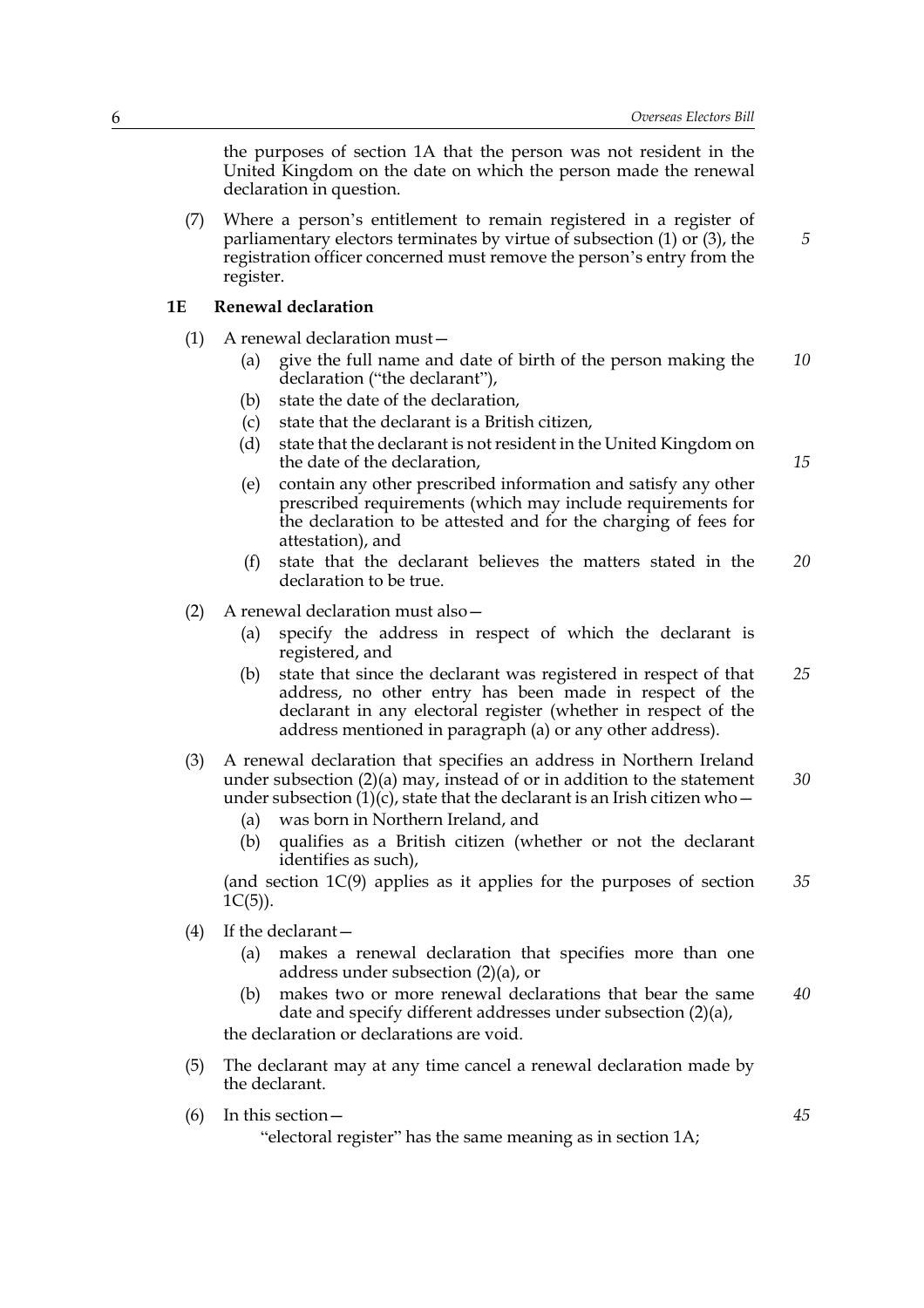the purposes of section 1A that the person was not resident in the United Kingdom on the date on which the person made the renewal declaration in question.

(7) Where a person's entitlement to remain registered in a register of parliamentary electors terminates by virtue of subsection (1) or (3), the registration officer concerned must remove the person's entry from the register.

### 1E Renewal declaration

(1) A renewal declaration must—

- (a) give the full name and date of birth of the person making the declaration ("the declarant"),
- (b) state the date of the declaration,
- (c) state that the declarant is a British citizen,
- (d) state that the declarant is not resident in the United Kingdom on the date of the declaration,
- (e) contain any other prescribed information and satisfy any other prescribed requirements (which may include requirements for the declaration to be attested and for the charging of fees for attestation), and
- (f) state that the declarant believes the matters stated in the declaration to be true.

(2) A renewal declaration must also—

- (a) specify the address in respect of which the declarant is registered, and
- (b) state that since the declarant was registered in respect of that address, no other entry has been made in respect of the declarant in any electoral register (whether in respect of the address mentioned in paragraph (a) or any other address).

(3) A renewal declaration that specifies an address in Northern Ireland under subsection (2)(a) may, instead of or in addition to the statement under subsection (1)(c), state that the declarant is an Irish citizen who—

- (a) was born in Northern Ireland, and
- (b) qualifies as a British citizen (whether or not the declarant identifies as such),

(and section 1C(9) applies as it applies for the purposes of section 1C(5)).

(4) If the declarant—

- (a) makes a renewal declaration that specifies more than one address under subsection (2)(a), or
- (b) makes two or more renewal declarations that bear the same date and specify different addresses under subsection (2)(a),

the declaration or declarations are void.

(5) The declarant may at any time cancel a renewal declaration made by the declarant.

(6) In this section—

"electoral register" has the same meaning as in section 1A;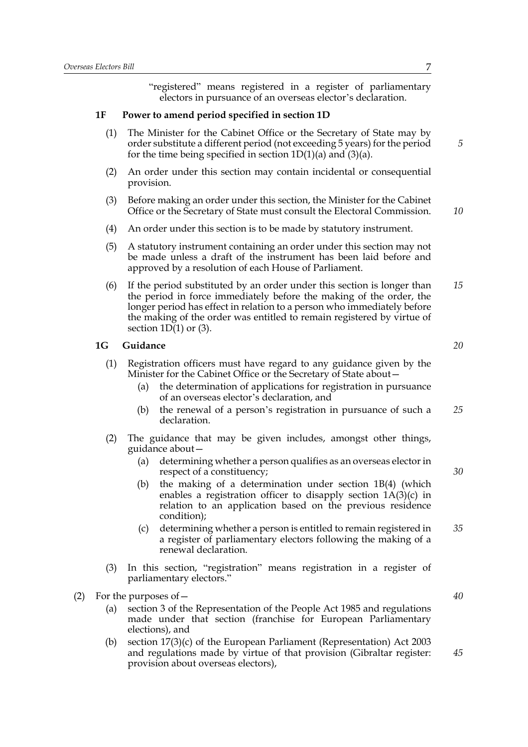"registered" means registered in a register of parliamentary electors in pursuance of an overseas elector's declaration.

### 1F Power to amend period specified in section 1D

(1) The Minister for the Cabinet Office or the Secretary of State may by order substitute a different period (not exceeding 5 years) for the period for the time being specified in section 1D(1)(a) and (3)(a).

(2) An order under this section may contain incidental or consequential provision.

(3) Before making an order under this section, the Minister for the Cabinet Office or the Secretary of State must consult the Electoral Commission.

(4) An order under this section is to be made by statutory instrument.

(5) A statutory instrument containing an order under this section may not be made unless a draft of the instrument has been laid before and approved by a resolution of each House of Parliament.

(6) If the period substituted by an order under this section is longer than the period in force immediately before the making of the order, the longer period has effect in relation to a person who immediately before the making of the order was entitled to remain registered by virtue of section 1D(1) or (3).

### 1G Guidance

(1) Registration officers must have regard to any guidance given by the Minister for the Cabinet Office or the Secretary of State about—

- (a) the determination of applications for registration in pursuance of an overseas elector's declaration, and
- (b) the renewal of a person's registration in pursuance of such a declaration.

(2) The guidance that may be given includes, amongst other things, guidance about—

- (a) determining whether a person qualifies as an overseas elector in respect of a constituency;
- (b) the making of a determination under section 1B(4) (which enables a registration officer to disapply section 1A(3)(c) in relation to an application based on the previous residence condition);
- (c) determining whether a person is entitled to remain registered in a register of parliamentary electors following the making of a renewal declaration.

(3) In this section, "registration" means registration in a register of parliamentary electors."

(2) For the purposes of—

- (a) section 3 of the Representation of the People Act 1985 and regulations made under that section (franchise for European Parliamentary elections), and
- (b) section 17(3)(c) of the European Parliament (Representation) Act 2003 and regulations made by virtue of that provision (Gibraltar register: provision about overseas electors),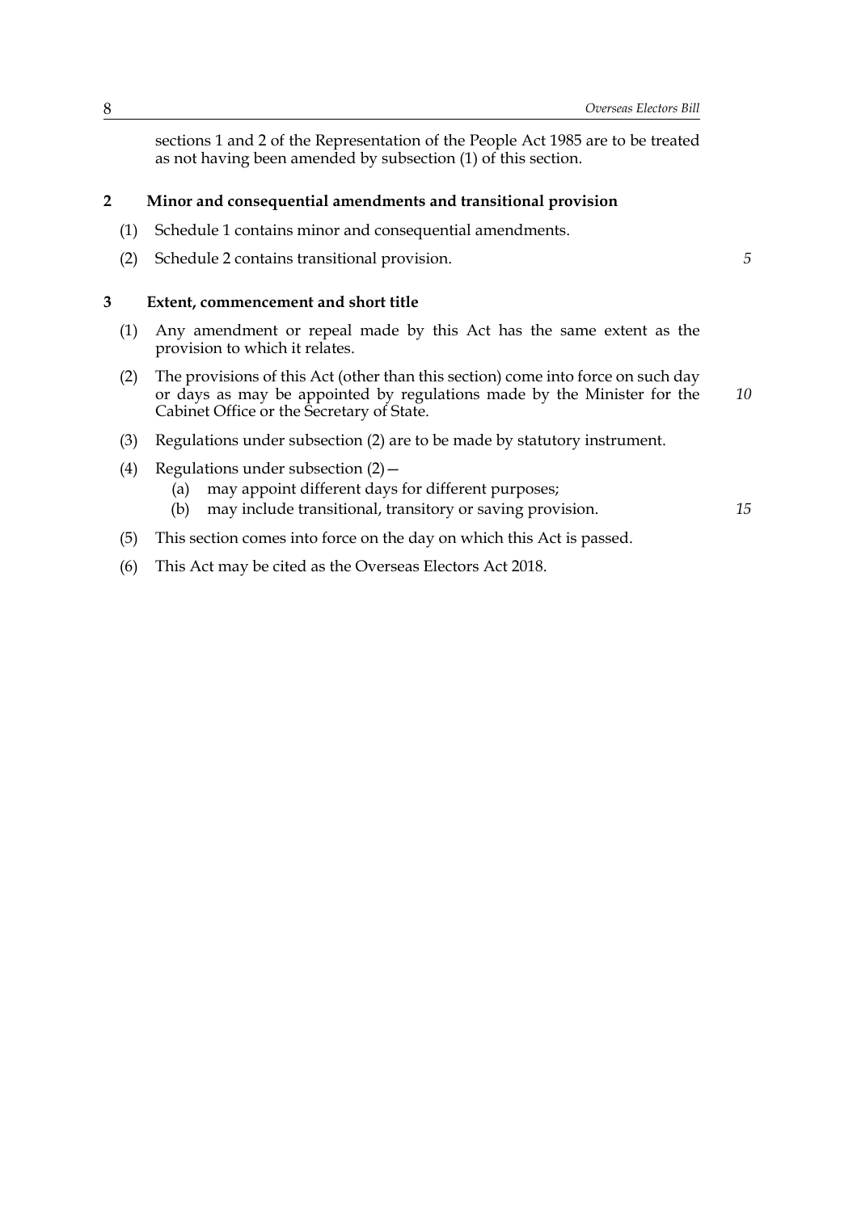sections 1 and 2 of the Representation of the People Act 1985 are to be treated as not having been amended by subsection (1) of this section.

## 2 Minor and consequential amendments and transitional provision

(1) Schedule 1 contains minor and consequential amendments.

(2) Schedule 2 contains transitional provision.

## 3 Extent, commencement and short title

(1) Any amendment or repeal made by this Act has the same extent as the provision to which it relates.

(2) The provisions of this Act (other than this section) come into force on such day or days as may be appointed by regulations made by the Minister for the Cabinet Office or the Secretary of State.

(3) Regulations under subsection (2) are to be made by statutory instrument.

(4) Regulations under subsection (2)—
   (a) may appoint different days for different purposes;
   (b) may include transitional, transitory or saving provision.

(5) This section comes into force on the day on which this Act is passed.

(6) This Act may be cited as the Overseas Electors Act 2018.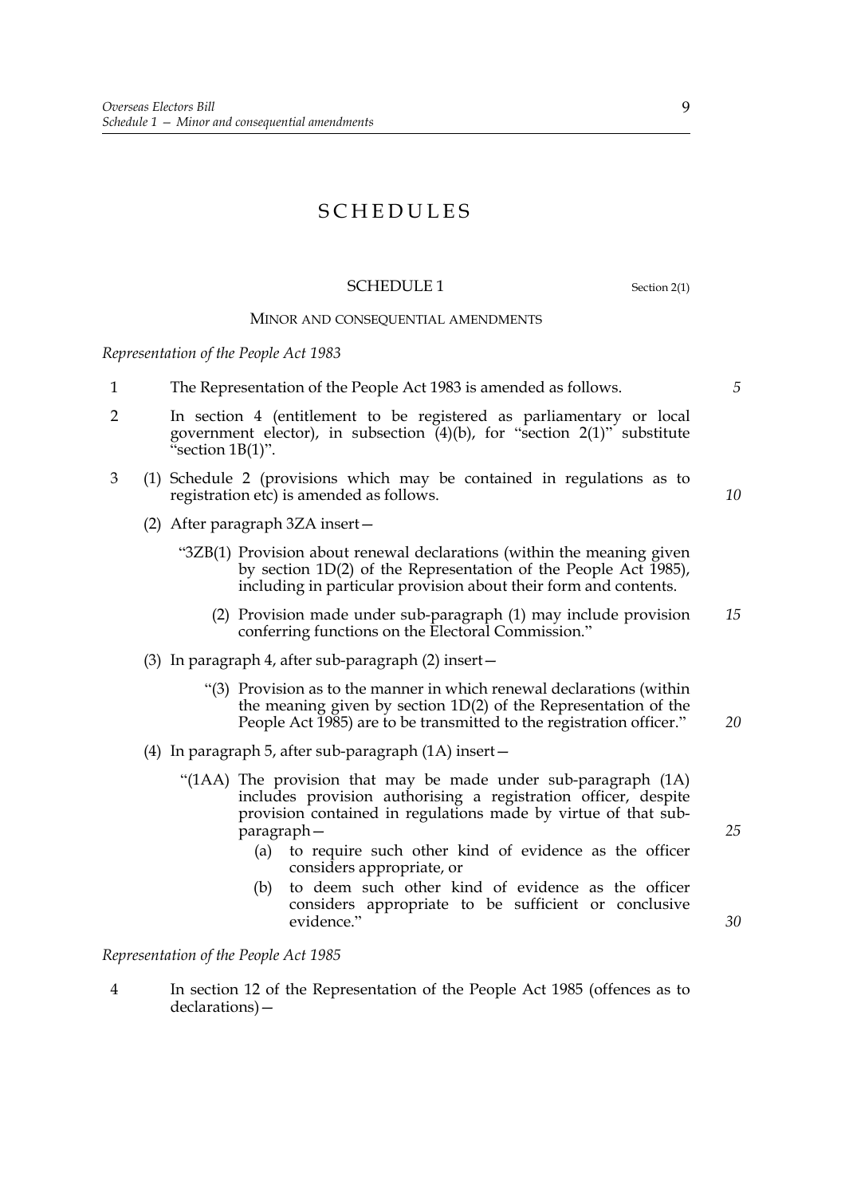# SCHEDULES

## SCHEDULE 1

Section 2(1)

### MINOR AND CONSEQUENTIAL AMENDMENTS

*Representation of the People Act 1983*

1 The Representation of the People Act 1983 is amended as follows.

2 In section 4 (entitlement to be registered as parliamentary or local government elector), in subsection (4)(b), for "section 2(1)" substitute "section 1B(1)".

3 (1) Schedule 2 (provisions which may be contained in regulations as to registration etc) is amended as follows.

(2) After paragraph 3ZA insert—

> "3ZB(1) Provision about renewal declarations (within the meaning given by section 1D(2) of the Representation of the People Act 1985), including in particular provision about their form and contents.
>
> (2) Provision made under sub-paragraph (1) may include provision conferring functions on the Electoral Commission."

(3) In paragraph 4, after sub-paragraph (2) insert—

> "(3) Provision as to the manner in which renewal declarations (within the meaning given by section 1D(2) of the Representation of the People Act 1985) are to be transmitted to the registration officer."

(4) In paragraph 5, after sub-paragraph (1A) insert—

> "(1AA) The provision that may be made under sub-paragraph (1A) includes provision authorising a registration officer, despite provision contained in regulations made by virtue of that sub-paragraph—
>
> (a) to require such other kind of evidence as the officer considers appropriate, or
>
> (b) to deem such other kind of evidence as the officer considers appropriate to be sufficient or conclusive evidence."

*Representation of the People Act 1985*

4 In section 12 of the Representation of the People Act 1985 (offences as to declarations)—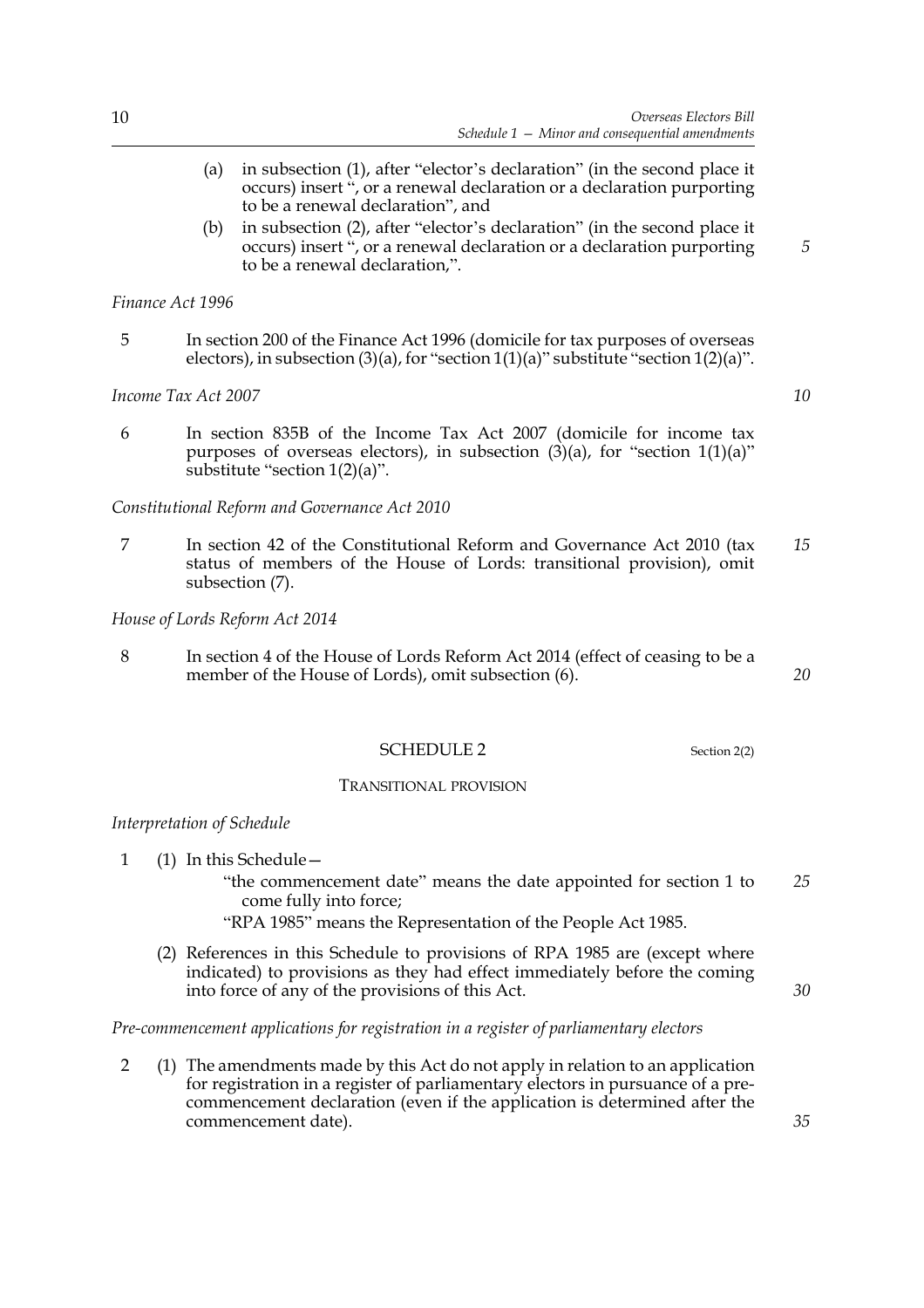(a) in subsection (1), after "elector's declaration" (in the second place it occurs) insert ", or a renewal declaration or a declaration purporting to be a renewal declaration", and

(b) in subsection (2), after "elector's declaration" (in the second place it occurs) insert ", or a renewal declaration or a declaration purporting to be a renewal declaration,".

*Finance Act 1996*

5 In section 200 of the Finance Act 1996 (domicile for tax purposes of overseas electors), in subsection (3)(a), for "section 1(1)(a)" substitute "section 1(2)(a)".

*Income Tax Act 2007*

6 In section 835B of the Income Tax Act 2007 (domicile for income tax purposes of overseas electors), in subsection (3)(a), for "section 1(1)(a)" substitute "section 1(2)(a)".

*Constitutional Reform and Governance Act 2010*

7 In section 42 of the Constitutional Reform and Governance Act 2010 (tax status of members of the House of Lords: transitional provision), omit subsection (7).

*House of Lords Reform Act 2014*

8 In section 4 of the House of Lords Reform Act 2014 (effect of ceasing to be a member of the House of Lords), omit subsection (6).

## SCHEDULE 2

Section 2(2)

### TRANSITIONAL PROVISION

*Interpretation of Schedule*

1 (1) In this Schedule—

"the commencement date" means the date appointed for section 1 to come fully into force;

"RPA 1985" means the Representation of the People Act 1985.

(2) References in this Schedule to provisions of RPA 1985 are (except where indicated) to provisions as they had effect immediately before the coming into force of any of the provisions of this Act.

*Pre-commencement applications for registration in a register of parliamentary electors*

2 (1) The amendments made by this Act do not apply in relation to an application for registration in a register of parliamentary electors in pursuance of a pre-commencement declaration (even if the application is determined after the commencement date).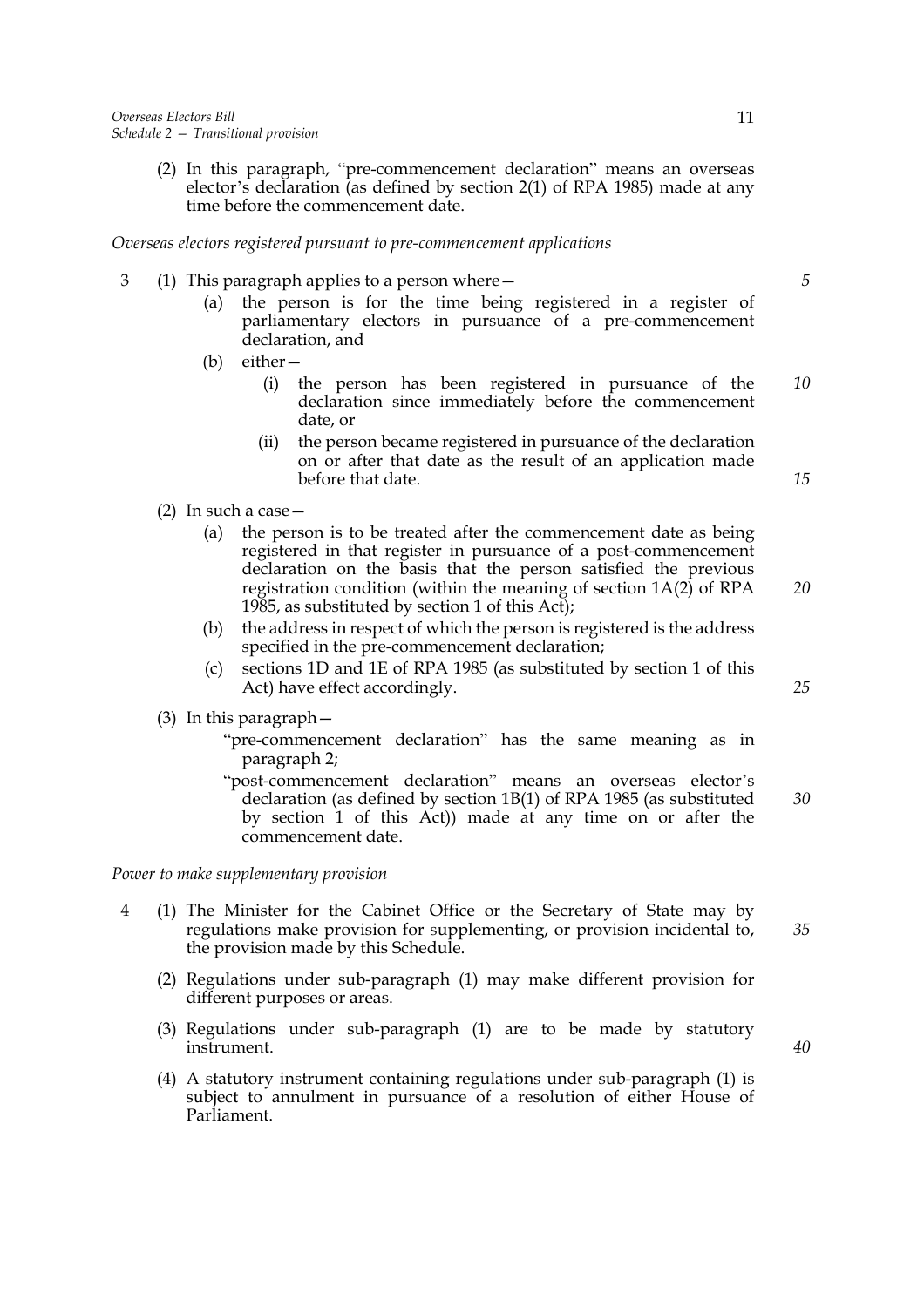(2) In this paragraph, "pre-commencement declaration" means an overseas elector's declaration (as defined by section 2(1) of RPA 1985) made at any time before the commencement date.

*Overseas electors registered pursuant to pre-commencement applications*

3 (1) This paragraph applies to a person where—

(a) the person is for the time being registered in a register of parliamentary electors in pursuance of a pre-commencement declaration, and

(b) either—

(i) the person has been registered in pursuance of the declaration since immediately before the commencement date, or

(ii) the person became registered in pursuance of the declaration on or after that date as the result of an application made before that date.

(2) In such a case—

(a) the person is to be treated after the commencement date as being registered in that register in pursuance of a post-commencement declaration on the basis that the person satisfied the previous registration condition (within the meaning of section 1A(2) of RPA 1985, as substituted by section 1 of this Act);

(b) the address in respect of which the person is registered is the address specified in the pre-commencement declaration;

(c) sections 1D and 1E of RPA 1985 (as substituted by section 1 of this Act) have effect accordingly.

(3) In this paragraph—

"pre-commencement declaration" has the same meaning as in paragraph 2;

"post-commencement declaration" means an overseas elector's declaration (as defined by section 1B(1) of RPA 1985 (as substituted by section 1 of this Act)) made at any time on or after the commencement date.

*Power to make supplementary provision*

4 (1) The Minister for the Cabinet Office or the Secretary of State may by regulations make provision for supplementing, or provision incidental to, the provision made by this Schedule.

(2) Regulations under sub-paragraph (1) may make different provision for different purposes or areas.

(3) Regulations under sub-paragraph (1) are to be made by statutory instrument.

(4) A statutory instrument containing regulations under sub-paragraph (1) is subject to annulment in pursuance of a resolution of either House of Parliament.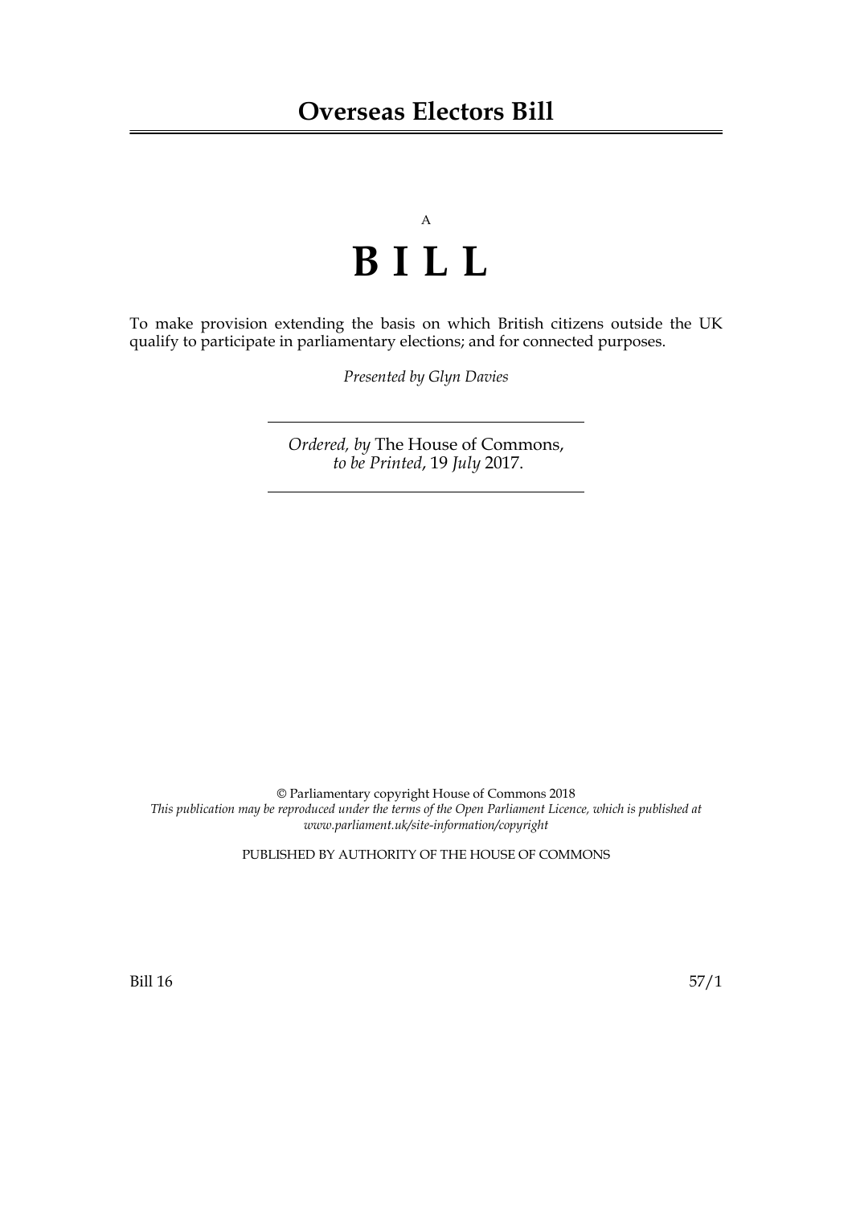# Overseas Electors Bill

A

# B I L L

To make provision extending the basis on which British citizens outside the UK qualify to participate in parliamentary elections; and for connected purposes.

*Presented by Glyn Davies*

*Ordered, by* The House of Commons, *to be Printed*, 19 *July* 2017.

© Parliamentary copyright House of Commons 2018
*This publication may be reproduced under the terms of the Open Parliament Licence, which is published at www.parliament.uk/site-information/copyright*

PUBLISHED BY AUTHORITY OF THE HOUSE OF COMMONS

Bill 16 57/1